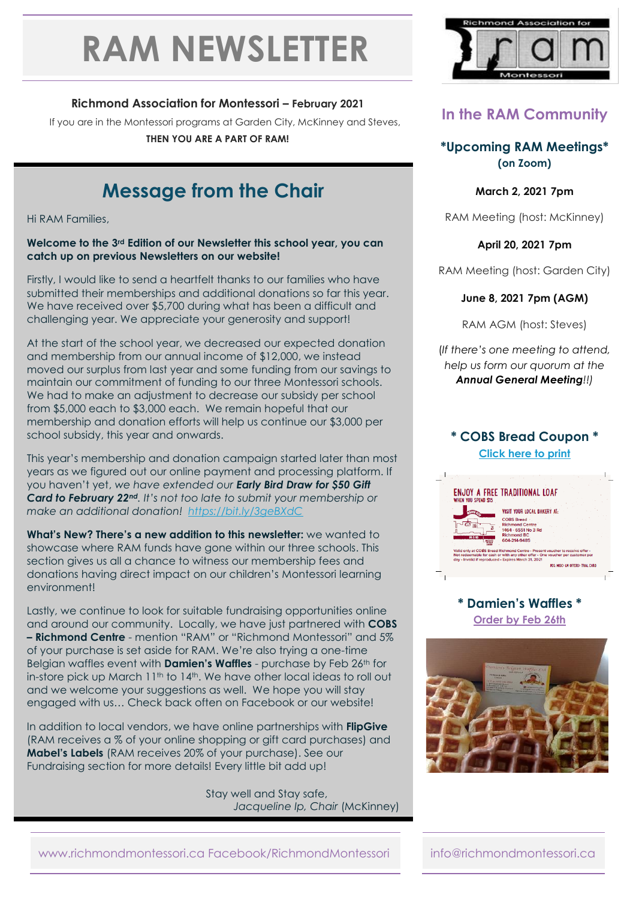# RAM NEWSLETTER

**Richmond Association for Montessori – February 2021**

If you are in the Montessori programs at Garden City, McKinney and Steves,

**THEN YOU ARE A PART OF RAM!**

## Message from the Chair

Hi RAM Families,

**Welcome to the 3rd Edition of our Newsletter this school year, you can catch up on previous Newsletters on our website!**

Firstly, I would like to send a heartfelt thanks to our families who have submitted their memberships and additional donations so far this year. We have received over $5,700 during what has been a difficult and challenging year. We appreciate your generosity and support!

At the start of the school year, we decreased our expected donation and membership from our annual income of $12,000, we instead moved our surplus from last year and some funding from our savings to maintain our commitment of funding to our three Montessori schools. We had to make an adjustment to decrease our subsidy per school from $5,000 each to $3,000 each. We remain hopeful that our membership and donation efforts will help us continue our $3,000 per school subsidy, this year and onwards.

This year's membership and donation campaign started later than most years as we figured out our online payment and processing platform. If you haven't yet, *we have extended our* ***Early Bird Draw for $50 Gift Card to February 22nd****. It's not too late to submit your membership or make an additional donation!* *https://bit.ly/3geBXdC*

**What's New? There's a new addition to this newsletter:** we wanted to showcase where RAM funds have gone within our three schools. This section gives us all a chance to witness our membership fees and donations having direct impact on our children's Montessori learning environment!

Lastly, we continue to look for suitable fundraising opportunities online and around our community. Locally, we have just partnered with **COBS – Richmond Centre** - mention "RAM" or "Richmond Montessori" and 5% of your purchase is set aside for RAM. We're also trying a one-time Belgian waffles event with **Damien's Waffles** - purchase by Feb 26th for in-store pick up March 11th to 14th. We have other local ideas to roll out and we welcome your suggestions as well. We hope you will stay engaged with us… Check back often on Facebook or our website!

In addition to local vendors, we have online partnerships with **FlipGive** (RAM receives a % of your online shopping or gift card purchases) and **Mabel's Labels** (RAM receives 20% of your purchase). See our Fundraising section for more details! Every little bit add up!

Stay well and Stay safe,
*Jacqueline Ip, Chair* (McKinney)

## In the RAM Community

### *Upcoming RAM Meetings*
**(on Zoom)**

**March 2, 2021 7pm**

RAM Meeting (host: McKinney)

**April 20, 2021 7pm**

RAM Meeting (host: Garden City)

**June 8, 2021 7pm (AGM)**

RAM AGM (host: Steves)

*(If there's one meeting to attend, help us form our quorum at the* ***Annual General Meeting****!!)*

### * COBS Bread Coupon *

Click here to print

ENJOY A FREE TRADITIONAL LOAF
WHEN YOU SPEND $15

VISIT YOUR LOCAL BAKERY AT:
COBS Bread
Richmond Centre
1464 - 6551 No 3 Rd
Richmond BC
604-214-9485

Valid only at COBS Bread Richmond Centre • Present voucher to receive offer • Not redeemable for cash or with any other offer • One voucher per customer per day • Invalid if reproduced • Expires March 31, 2021

### * Damien's Waffles *

Order by Feb 26th

www.richmondmontessori.ca Facebook/RichmondMontessori

info@richmondmontessori.ca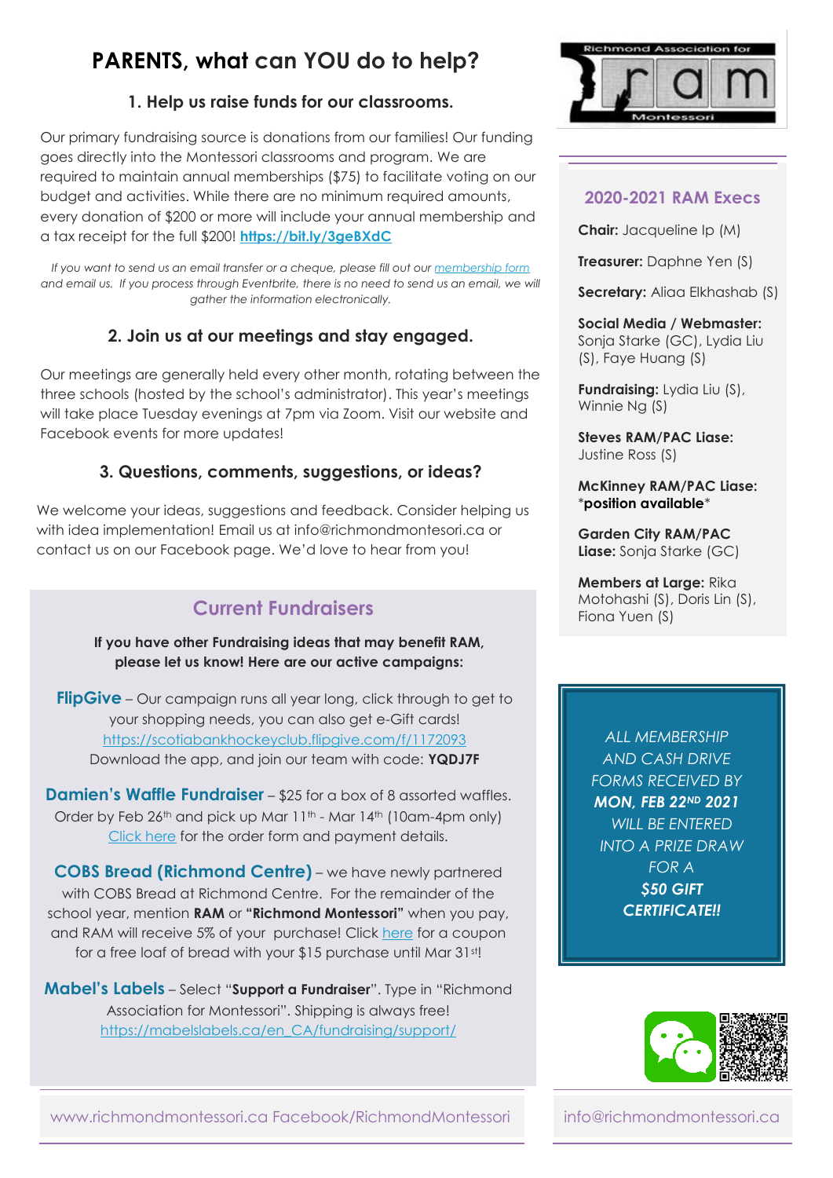# PARENTS, what can YOU do to help?

### 1. Help us raise funds for our classrooms.

Our primary fundraising source is donations from our families! Our funding goes directly into the Montessori classrooms and program. We are required to maintain annual memberships ($75) to facilitate voting on our budget and activities. While there are no minimum required amounts, every donation of $200 or more will include your annual membership and a tax receipt for the full $200! **https://bit.ly/3geBXdC**

*If you want to send us an email transfer or a cheque, please fill out our membership form and email us. If you process through Eventbrite, there is no need to send us an email, we will gather the information electronically.*

### 2. Join us at our meetings and stay engaged.

Our meetings are generally held every other month, rotating between the three schools (hosted by the school's administrator). This year's meetings will take place Tuesday evenings at 7pm via Zoom. Visit our website and Facebook events for more updates!

### 3. Questions, comments, suggestions, or ideas?

We welcome your ideas, suggestions and feedback. Consider helping us with idea implementation! Email us at info@richmondmontesori.ca or contact us on our Facebook page. We'd love to hear from you!

## Current Fundraisers

**If you have other Fundraising ideas that may benefit RAM, please let us know! Here are our active campaigns:**

**FlipGive** – Our campaign runs all year long, click through to get to your shopping needs, you can also get e-Gift cards!
https://scotiabankhockeyclub.flipgive.com/f/1172093
Download the app, and join our team with code: **YQDJ7F**

**Damien's Waffle Fundraiser** – $25 for a box of 8 assorted waffles. Order by Feb 26th and pick up Mar 11th - Mar 14th (10am-4pm only)
Click here for the order form and payment details.

**COBS Bread (Richmond Centre)** – we have newly partnered with COBS Bread at Richmond Centre. For the remainder of the school year, mention **RAM** or **"Richmond Montessori"** when you pay, and RAM will receive 5% of your purchase! Click here for a coupon for a free loaf of bread with your $15 purchase until Mar 31st!

**Mabel's Labels** – Select "**Support a Fundraiser**". Type in "Richmond Association for Montessori". Shipping is always free!
https://mabelslabels.ca/en_CA/fundraising/support/

Richmond Association for
**ram**
Montessori

## 2020-2021 RAM Execs

**Chair:** Jacqueline Ip (M)

**Treasurer:** Daphne Yen (S)

**Secretary:** Aliaa Elkhashab (S)

**Social Media / Webmaster:** Sonja Starke (GC), Lydia Liu (S), Faye Huang (S)

**Fundraising:** Lydia Liu (S), Winnie Ng (S)

**Steves RAM/PAC Liase:** Justine Ross (S)

**McKinney RAM/PAC Liase:** \***position available**\*

**Garden City RAM/PAC Liase:** Sonja Starke (GC)

**Members at Large:** Rika Motohashi (S), Doris Lin (S), Fiona Yuen (S)

*ALL MEMBERSHIP AND CASH DRIVE FORMS RECEIVED BY* ***MON, FEB 22ND 2021*** *WILL BE ENTERED INTO A PRIZE DRAW FOR A* ***$50 GIFT CERTIFICATE!!***

www.richmondmontessori.ca Facebook/RichmondMontessori

info@richmondmontessori.ca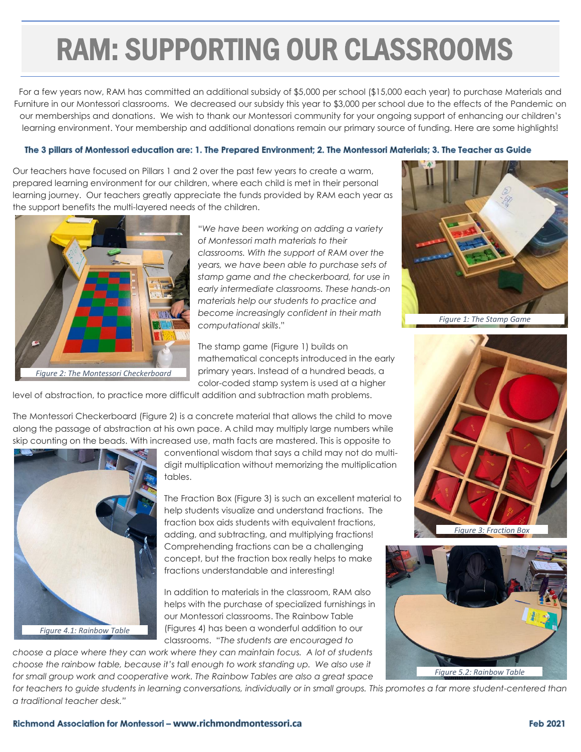# RAM: SUPPORTING OUR CLASSROOMS

For a few years now, RAM has committed an additional subsidy of $5,000 per school ($15,000 each year) to purchase Materials and Furniture in our Montessori classrooms. We decreased our subsidy this year to $3,000 per school due to the effects of the Pandemic on our memberships and donations. We wish to thank our Montessori community for your ongoing support of enhancing our children's learning environment. Your membership and additional donations remain our primary source of funding. Here are some highlights!

**The 3 pillars of Montessori education are: 1. The Prepared Environment; 2. The Montessori Materials; 3. The Teacher as Guide**

Our teachers have focused on Pillars 1 and 2 over the past few years to create a warm, prepared learning environment for our children, where each child is met in their personal learning journey. Our teachers greatly appreciate the funds provided by RAM each year as the support benefits the multi-layered needs of the children.

"*We have been working on adding a variety of Montessori math materials to their classrooms. With the support of RAM over the years, we have been able to purchase sets of stamp game and the checkerboard, for use in early intermediate classrooms. These hands-on materials help our students to practice and become increasingly confident in their math computational skills*."

*Figure 2: The Montessori Checkerboard*

*Figure 1: The Stamp Game*

The stamp game (Figure 1) builds on mathematical concepts introduced in the early primary years. Instead of a hundred beads, a color-coded stamp system is used at a higher level of abstraction, to practice more difficult addition and subtraction math problems.

The Montessori Checkerboard (Figure 2) is a concrete material that allows the child to move along the passage of abstraction at his own pace. A child may multiply large numbers while skip counting on the beads. With increased use, math facts are mastered. This is opposite to conventional wisdom that says a child may not do multi-digit multiplication without memorizing the multiplication tables.

*Figure 3: Fraction Box*

The Fraction Box (Figure 3) is such an excellent material to help students visualize and understand fractions. The fraction box aids students with equivalent fractions, adding, and subtracting, and multiplying fractions! Comprehending fractions can be a challenging concept, but the fraction box really helps to make fractions understandable and interesting!

*Figure 4.1: Rainbow Table*

*Figure 5.2: Rainbow Table*

In addition to materials in the classroom, RAM also helps with the purchase of specialized furnishings in our Montessori classrooms. The Rainbow Table (Figures 4) has been a wonderful addition to our classrooms. "*The students are encouraged to choose a place where they can work where they can maintain focus. A lot of students choose the rainbow table, because it's tall enough to work standing up. We also use it for small group work and cooperative work. The Rainbow Tables are also a great space for teachers to guide students in learning conversations, individually or in small groups. This promotes a far more student-centered than a traditional teacher desk.*"

**Richmond Association for Montessori – www.richmondmontessori.ca** **Feb 2021**